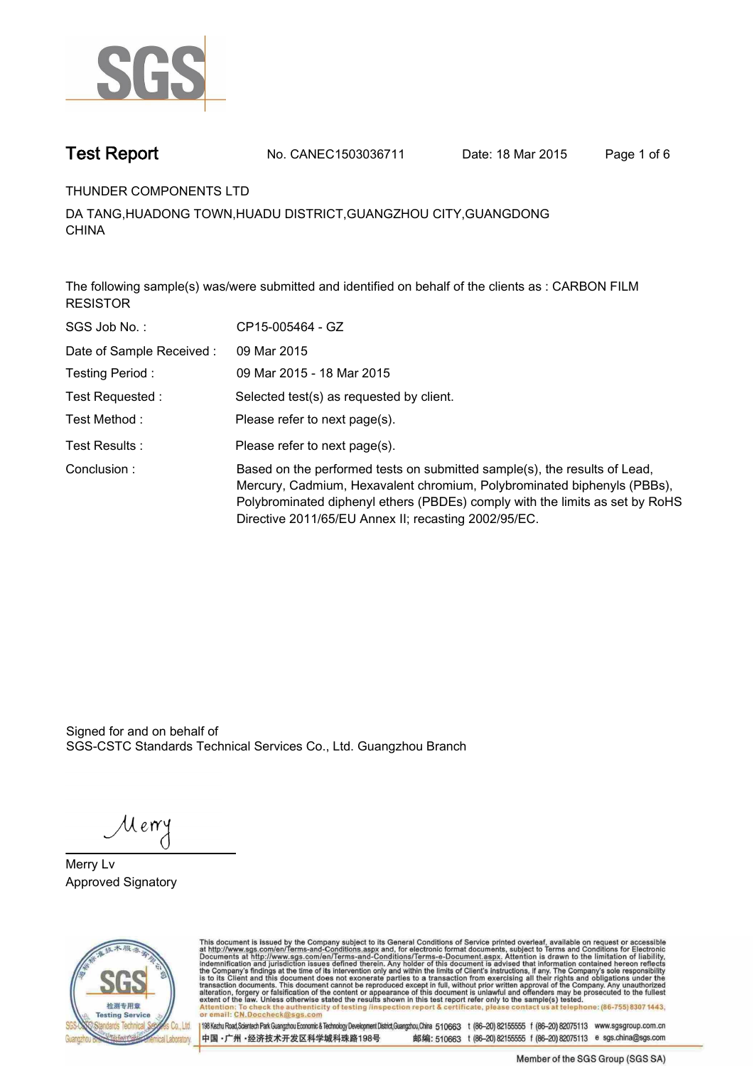# Test Report

No. CANEC1503036711　　Date: 18 Mar 2015

THUNDER COMPONENTS LTD

DA TANG,HUADONG TOWN,HUADU DISTRICT,GUANGZHOU CITY,GUANGDONG
CHINA

The following sample(s) was/were submitted and identified on behalf of the clients as : CARBON FILM RESISTOR

| | |
|---|---|
| SGS Job No. : | CP15-005464 - GZ |
| Date of Sample Received : | 09 Mar 2015 |
| Testing Period : | 09 Mar 2015 - 18 Mar 2015 |
| Test Requested : | Selected test(s) as requested by client. |
| Test Method : | Please refer to next page(s). |
| Test Results : | Please refer to next page(s). |
| Conclusion : | Based on the performed tests on submitted sample(s), the results of Lead, Mercury, Cadmium, Hexavalent chromium, Polybrominated biphenyls (PBBs), Polybrominated diphenyl ethers (PBDEs) comply with the limits as set by RoHS Directive 2011/65/EU Annex II; recasting 2002/95/EC. |

Signed for and on behalf of
SGS-CSTC Standards Technical Services Co., Ltd. Guangzhou Branch

Merry Lv
Approved Signatory

This document is issued by the Company subject to its General Conditions of Service printed overleaf, available on request or accessible at http://www.sgs.com/en/Terms-and-Conditions.aspx and, for electronic format documents, subject to Terms and Conditions for Electronic Documents at http://www.sgs.com/en/Terms-and-Conditions/Terms-e-Document.aspx. Attention is drawn to the limitation of liability, indemnification and jurisdiction issues defined therein. Any holder of this document is advised that information contained hereon reflects the Company's findings at the time of its intervention only and within the limits of Client's instructions, if any. The Company's sole responsibility is to its Client and this document does not exonerate parties to a transaction from exercising all their rights and obligations under the transaction documents. This document cannot be reproduced except in full, without prior written approval of the Company. Any unauthorized alteration, forgery or falsification of the content or appearance of this document is unlawful and offenders may be prosecuted to the fullest extent of the law. Unless otherwise stated the results shown in this test report refer only to the sample(s) tested.
Attention: To check the authenticity of testing /inspection report & certificate, please contact us at telephone: (86-755) 8307 1443, or email: CN.Doccheck@sgs.com

198 Kezhu Road,Scientech Park Guangzhou Economic & Technology Development District,Guangzhou,China 510663 t (86-20) 82155555 f (86-20) 82075113 www.sgsgroup.com.cn
中国 · 广州 · 经济技术开发区科学城科珠路198号 邮编: 510663 t (86-20) 82155555 f (86-20) 82075113 e sgs.china@sgs.com

Member of the SGS Group (SGS SA)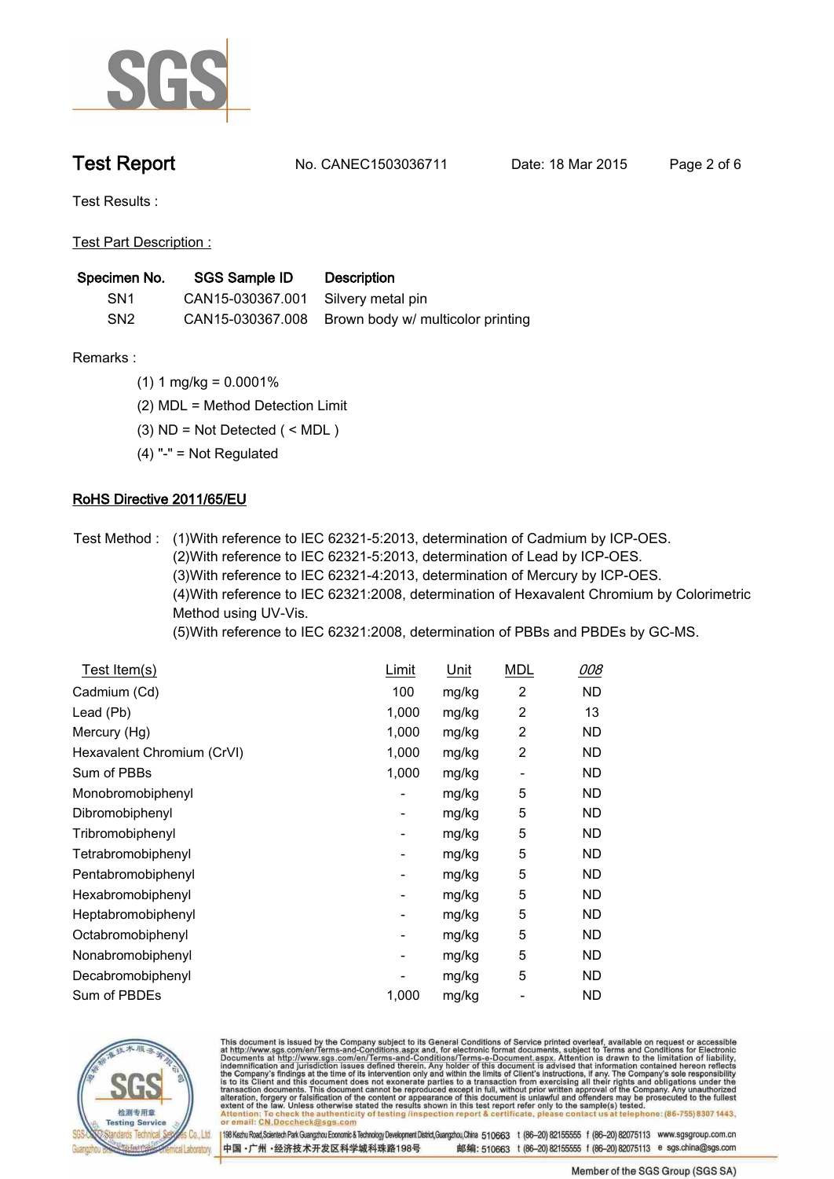# Test Report

No. CANEC1503036711 Date: 18 Mar 2015

Test Results :

Test Part Description :

| Specimen No. | SGS Sample ID | Description |
|---|---|---|
| SN1 | CAN15-030367.001 | Silvery metal pin |
| SN2 | CAN15-030367.008 | Brown body w/ multicolor printing |

Remarks :

(1) 1 mg/kg = 0.0001%

(2) MDL = Method Detection Limit

(3) ND = Not Detected ( < MDL )

(4) "-" = Not Regulated

## RoHS Directive 2011/65/EU

Test Method : (1)With reference to IEC 62321-5:2013, determination of Cadmium by ICP-OES.
(2)With reference to IEC 62321-5:2013, determination of Lead by ICP-OES.
(3)With reference to IEC 62321-4:2013, determination of Mercury by ICP-OES.
(4)With reference to IEC 62321:2008, determination of Hexavalent Chromium by Colorimetric Method using UV-Vis.
(5)With reference to IEC 62321:2008, determination of PBBs and PBDEs by GC-MS.

| Test Item(s) | Limit | Unit | MDL | *008* |
|---|---|---|---|---|
| Cadmium (Cd) | 100 | mg/kg | 2 | ND |
| Lead (Pb) | 1,000 | mg/kg | 2 | 13 |
| Mercury (Hg) | 1,000 | mg/kg | 2 | ND |
| Hexavalent Chromium (CrVI) | 1,000 | mg/kg | 2 | ND |
| Sum of PBBs | 1,000 | mg/kg | - | ND |
| Monobromobiphenyl | - | mg/kg | 5 | ND |
| Dibromobiphenyl | - | mg/kg | 5 | ND |
| Tribromobiphenyl | - | mg/kg | 5 | ND |
| Tetrabromobiphenyl | - | mg/kg | 5 | ND |
| Pentabromobiphenyl | - | mg/kg | 5 | ND |
| Hexabromobiphenyl | - | mg/kg | 5 | ND |
| Heptabromobiphenyl | - | mg/kg | 5 | ND |
| Octabromobiphenyl | - | mg/kg | 5 | ND |
| Nonabromobiphenyl | - | mg/kg | 5 | ND |
| Decabromobiphenyl | - | mg/kg | 5 | ND |
| Sum of PBDEs | 1,000 | mg/kg | - | ND |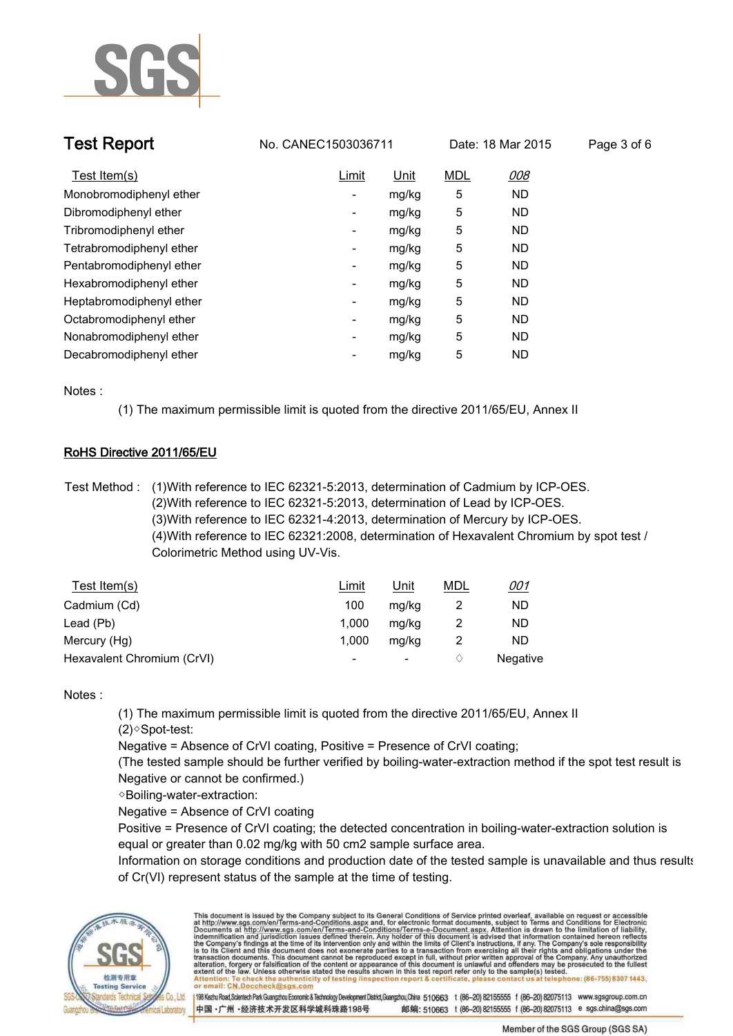| Test Item(s) | Limit | Unit | MDL | *008* |
|---|---|---|---|---|
| Monobromodiphenyl ether | - | mg/kg | 5 | ND |
| Dibromodiphenyl ether | - | mg/kg | 5 | ND |
| Tribromodiphenyl ether | - | mg/kg | 5 | ND |
| Tetrabromodiphenyl ether | - | mg/kg | 5 | ND |
| Pentabromodiphenyl ether | - | mg/kg | 5 | ND |
| Hexabromodiphenyl ether | - | mg/kg | 5 | ND |
| Heptabromodiphenyl ether | - | mg/kg | 5 | ND |
| Octabromodiphenyl ether | - | mg/kg | 5 | ND |
| Nonabromodiphenyl ether | - | mg/kg | 5 | ND |
| Decabromodiphenyl ether | - | mg/kg | 5 | ND |

Notes :

(1) The maximum permissible limit is quoted from the directive 2011/65/EU, Annex II

## RoHS Directive 2011/65/EU

Test Method : (1)With reference to IEC 62321-5:2013, determination of Cadmium by ICP-OES.
(2)With reference to IEC 62321-5:2013, determination of Lead by ICP-OES.
(3)With reference to IEC 62321-4:2013, determination of Mercury by ICP-OES.
(4)With reference to IEC 62321:2008, determination of Hexavalent Chromium by spot test / Colorimetric Method using UV-Vis.

| Test Item(s) | Limit | Unit | MDL | *001* |
|---|---|---|---|---|
| Cadmium (Cd) | 100 | mg/kg | 2 | ND |
| Lead (Pb) | 1,000 | mg/kg | 2 | ND |
| Mercury (Hg) | 1,000 | mg/kg | 2 | ND |
| Hexavalent Chromium (CrVI) | - | - | ◇ | Negative |

Notes :

(1) The maximum permissible limit is quoted from the directive 2011/65/EU, Annex II
(2)◇Spot-test:
Negative = Absence of CrVI coating, Positive = Presence of CrVI coating;
(The tested sample should be further verified by boiling-water-extraction method if the spot test result is Negative or cannot be confirmed.)
◇Boiling-water-extraction:
Negative = Absence of CrVI coating
Positive = Presence of CrVI coating; the detected concentration in boiling-water-extraction solution is equal or greater than 0.02 mg/kg with 50 cm2 sample surface area.
Information on storage conditions and production date of the tested sample is unavailable and thus results of Cr(VI) represent status of the sample at the time of testing.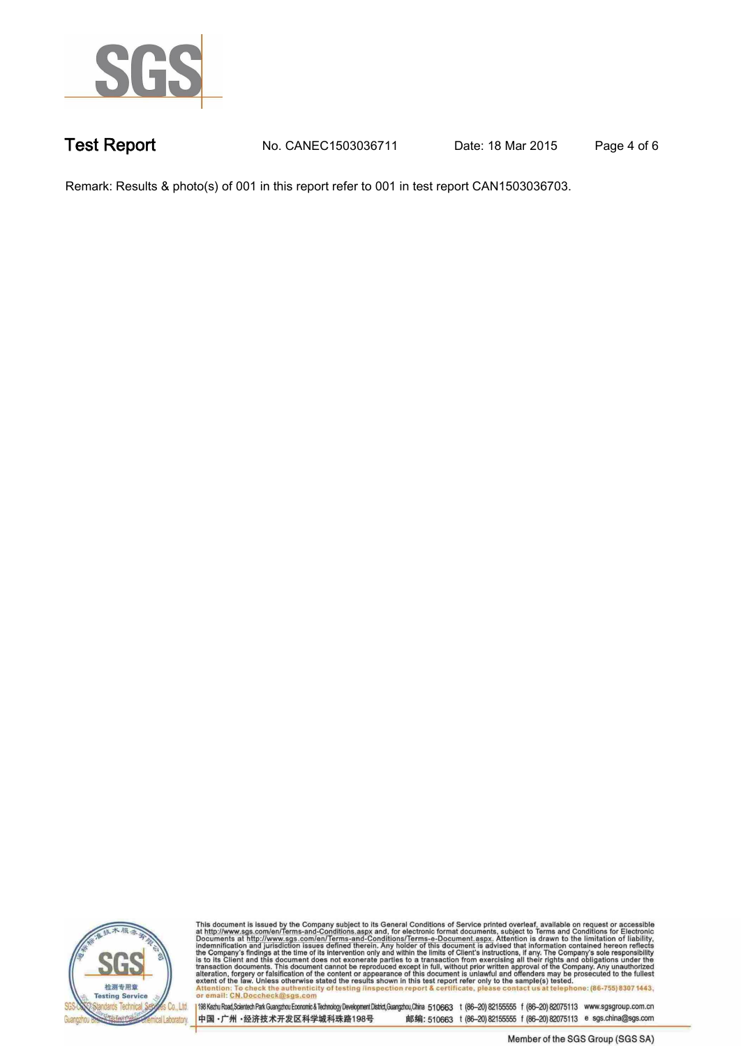Remark: Results & photo(s) of 001 in this report refer to 001 in test report CAN1503036703.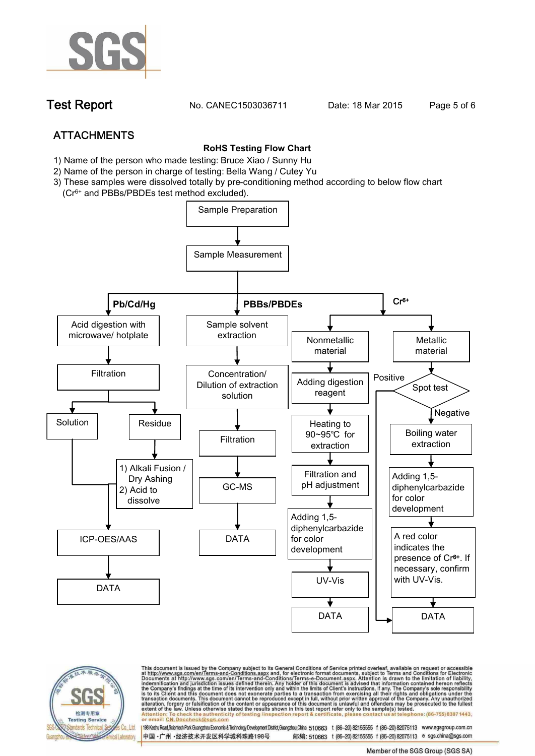## ATTACHMENTS

**RoHS Testing Flow Chart**

1) Name of the person who made testing: Bruce Xiao / Sunny Hu
2) Name of the person in charge of testing: Bella Wang / Cutey Yu
3) These samples were dissolved totally by pre-conditioning method according to below flow chart ($Cr^{6+}$ and PBBs/PBDEs test method excluded).

Sample Preparation → Sample Measurement

**Pb/Cd/Hg**

- Acid digestion with microwave/ hotplate
- Filtration
  - Solution → ICP-OES/AAS
  - Residue → 1) Alkali Fusion / Dry Ashing 2) Acid to dissolve → ICP-OES/AAS
- ICP-OES/AAS
- DATA

**PBBs/PBDEs**

- Sample solvent extraction
- Concentration/ Dilution of extraction solution
- Filtration
- GC-MS
- DATA

**$Cr^{6+}$**

Nonmetallic material:

- Adding digestion reagent
- Heating to 90~95℃ for extraction
- Filtration and pH adjustment
- Adding 1,5-diphenylcarbazide for color development
- UV-Vis
- DATA

Metallic material:

- Spot test
  - Positive → DATA
  - Negative → Boiling water extraction
- Adding 1,5-diphenylcarbazide for color development
- A red color indicates the presence of $Cr^{6+}$. If necessary, confirm with UV-Vis.
- DATA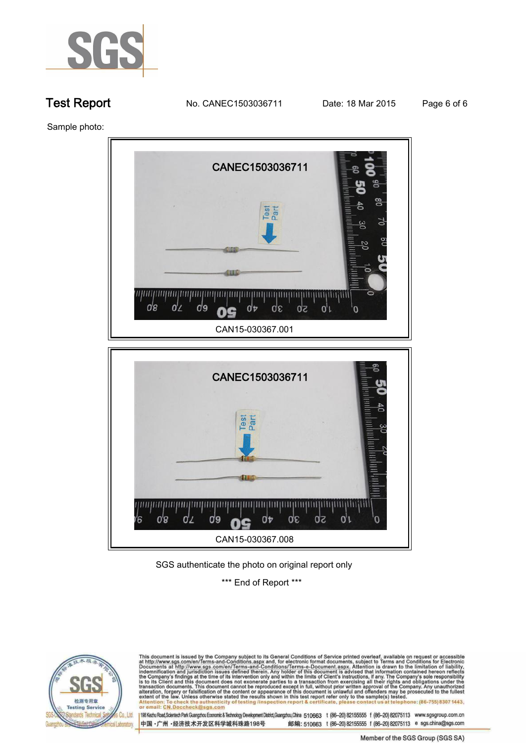**Test Report** No. CANEC1503036711 Date: 18 Mar 2015

Sample photo:

CAN15-030367.001

CAN15-030367.008

SGS authenticate the photo on original report only

\*\*\* End of Report \*\*\*

This document is issued by the Company subject to its General Conditions of Service printed overleaf, available on request or accessible at http://www.sgs.com/en/Terms-and-Conditions.aspx and, for electronic format documents, subject to Terms and Conditions for Electronic Documents at http://www.sgs.com/en/Terms-and-Conditions/Terms-e-Document.aspx. Attention is drawn to the limitation of liability, indemnification and jurisdiction issues defined therein. Any holder of this document is advised that information contained hereon reflects the Company's findings at the time of its intervention only and within the limits of Client's instructions, if any. The Company's sole responsibility is to its Client and this document does not exonerate parties to a transaction from exercising all their rights and obligations under the transaction documents. This document cannot be reproduced except in full, without prior written approval of the Company. Any unauthorized alteration, forgery or falsification of the content or appearance of this document is unlawful and offenders may be prosecuted to the fullest extent of the law. Unless otherwise stated the results shown in this test report refer only to the sample(s) tested.
Attention: To check the authenticity of testing /inspection report & certificate, please contact us at telephone: (86-755) 8307 1443, or email: CN.Doccheck@sgs.com

198 Kezhu Road,Scientech Park Guangzhou Economic & Technology Development District,Guangzhou,China 510663 t (86-20) 82155555 f (86-20) 82075113 www.sgsgroup.com.cn
中国・广州・经济技术开发区科学城科珠路198号 邮编: 510663 t (86-20) 82155555 f (86-20) 82075113 e sgs.china@sgs.com

Member of the SGS Group (SGS SA)